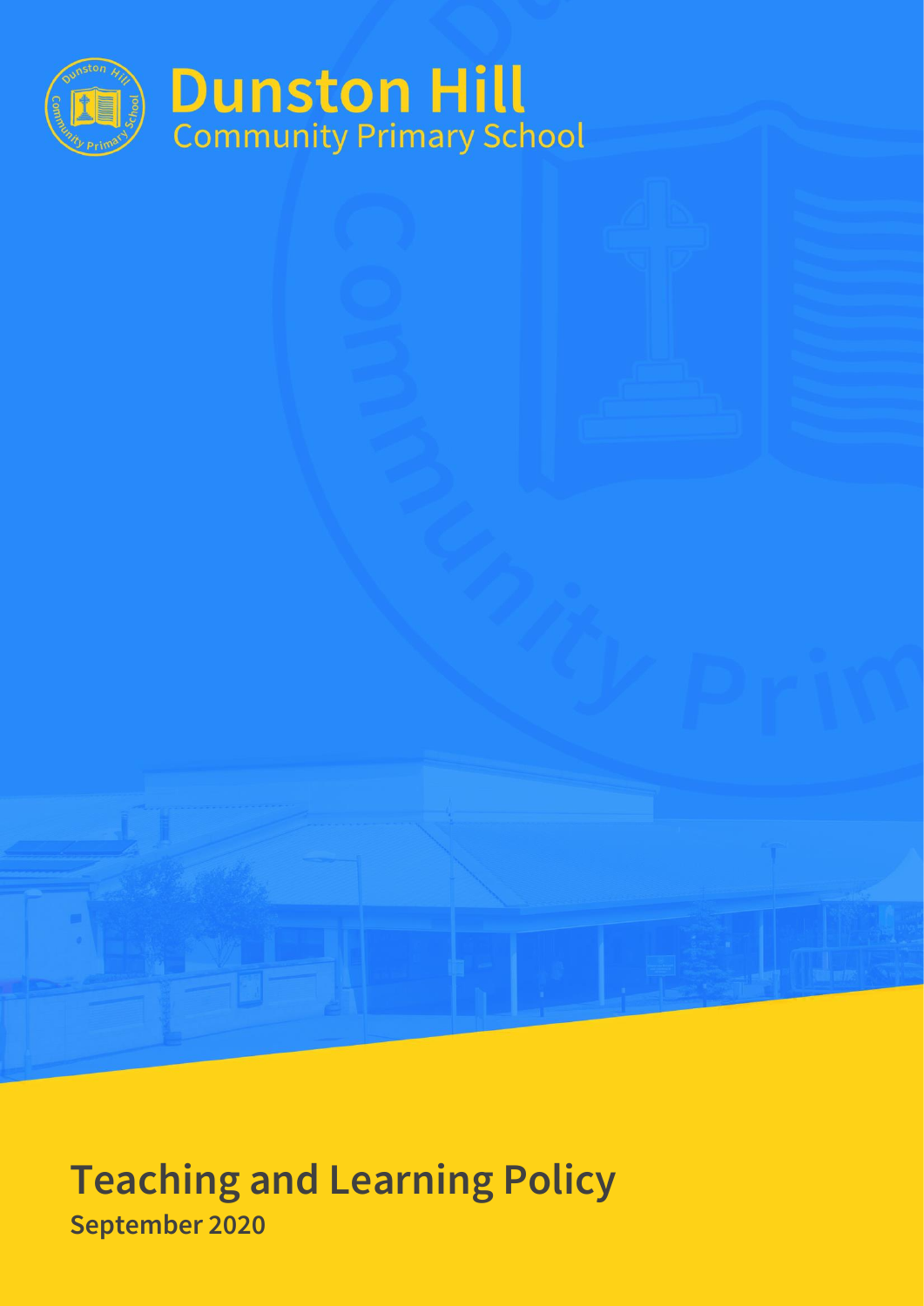# Dunston Hill
Community Primary School

# Teaching and Learning Policy

**September 2020**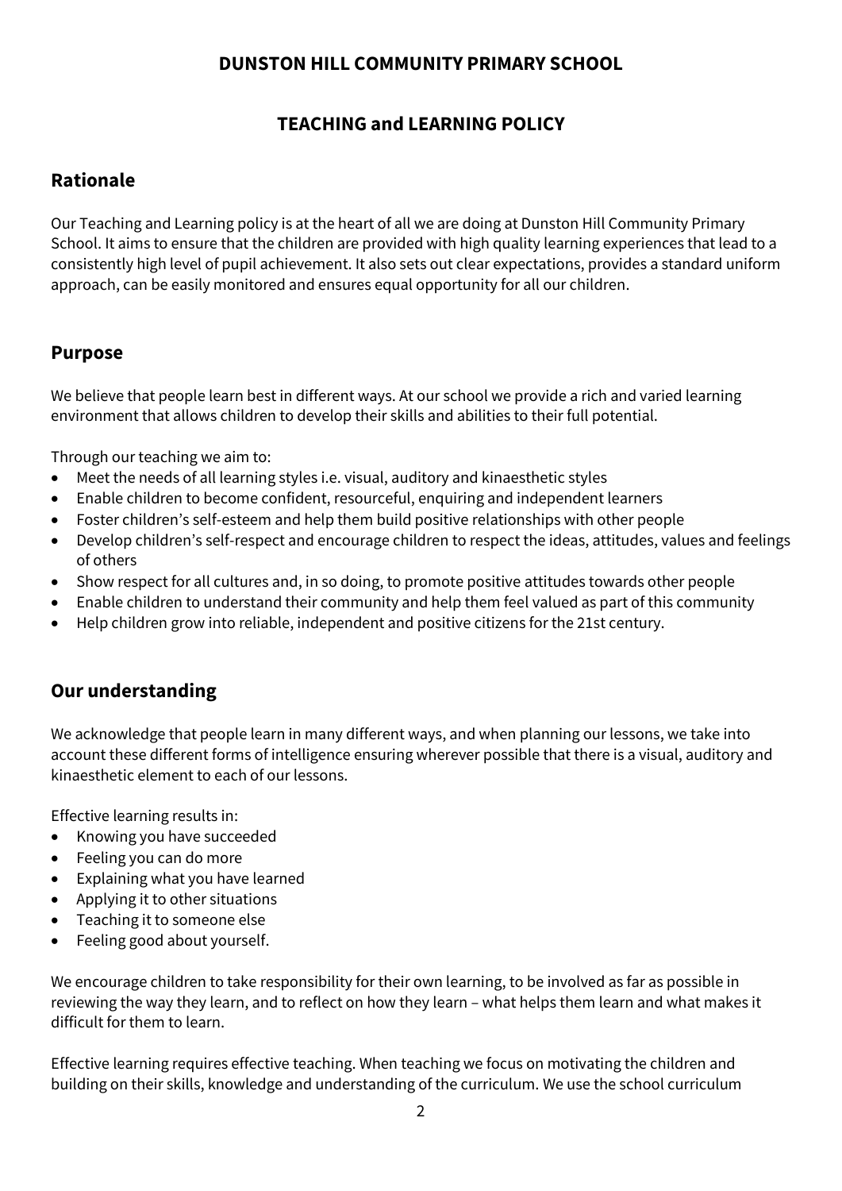**DUNSTON HILL COMMUNITY PRIMARY SCHOOL**

**TEACHING and LEARNING POLICY**

## Rationale

Our Teaching and Learning policy is at the heart of all we are doing at Dunston Hill Community Primary School. It aims to ensure that the children are provided with high quality learning experiences that lead to a consistently high level of pupil achievement. It also sets out clear expectations, provides a standard uniform approach, can be easily monitored and ensures equal opportunity for all our children.

## Purpose

We believe that people learn best in different ways. At our school we provide a rich and varied learning environment that allows children to develop their skills and abilities to their full potential.

Through our teaching we aim to:

- Meet the needs of all learning styles i.e. visual, auditory and kinaesthetic styles
- Enable children to become confident, resourceful, enquiring and independent learners
- Foster children's self-esteem and help them build positive relationships with other people
- Develop children's self-respect and encourage children to respect the ideas, attitudes, values and feelings of others
- Show respect for all cultures and, in so doing, to promote positive attitudes towards other people
- Enable children to understand their community and help them feel valued as part of this community
- Help children grow into reliable, independent and positive citizens for the 21st century.

## Our understanding

We acknowledge that people learn in many different ways, and when planning our lessons, we take into account these different forms of intelligence ensuring wherever possible that there is a visual, auditory and kinaesthetic element to each of our lessons.

Effective learning results in:

- Knowing you have succeeded
- Feeling you can do more
- Explaining what you have learned
- Applying it to other situations
- Teaching it to someone else
- Feeling good about yourself.

We encourage children to take responsibility for their own learning, to be involved as far as possible in reviewing the way they learn, and to reflect on how they learn – what helps them learn and what makes it difficult for them to learn.

Effective learning requires effective teaching. When teaching we focus on motivating the children and building on their skills, knowledge and understanding of the curriculum. We use the school curriculum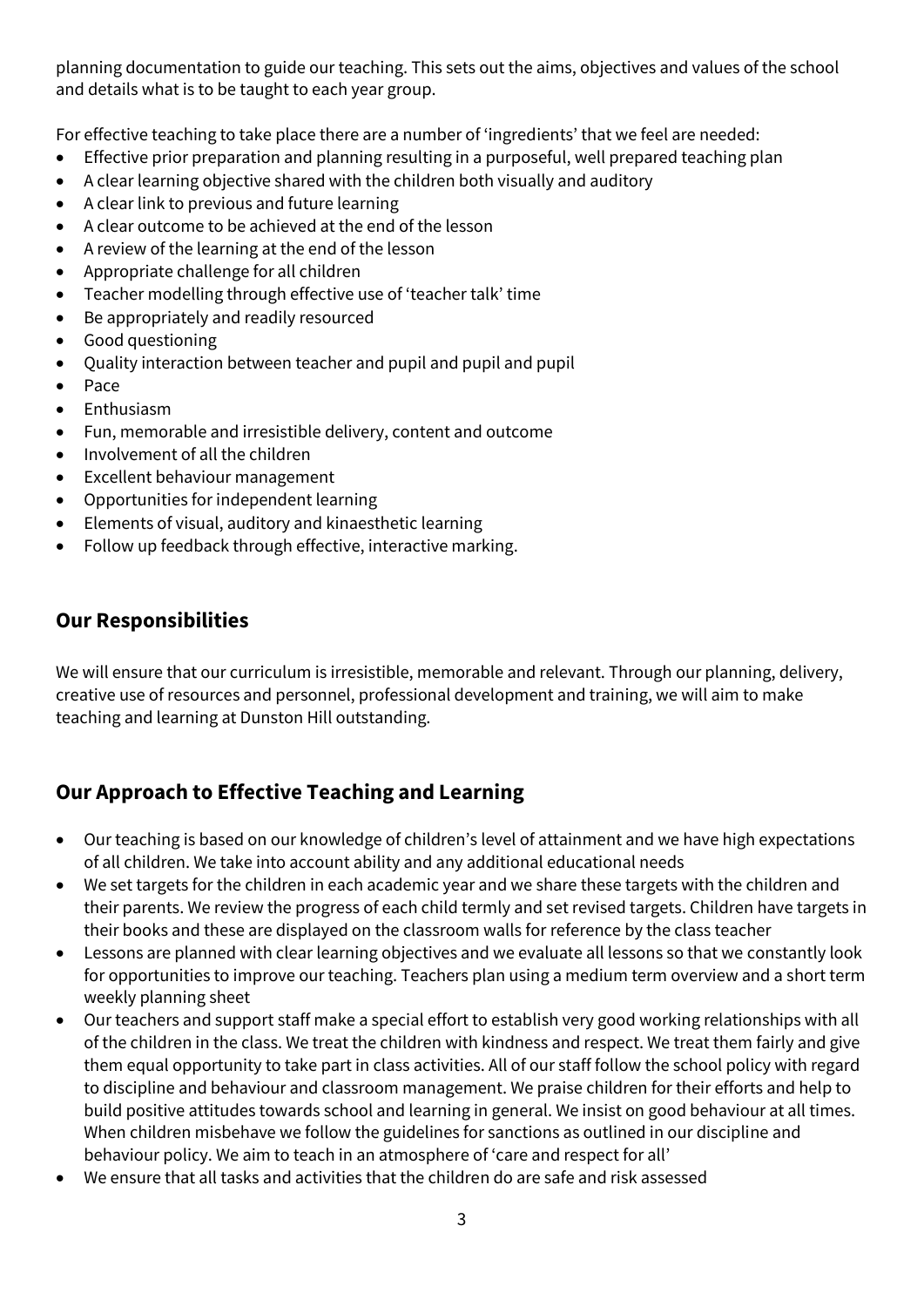planning documentation to guide our teaching. This sets out the aims, objectives and values of the school and details what is to be taught to each year group.

For effective teaching to take place there are a number of 'ingredients' that we feel are needed:

- Effective prior preparation and planning resulting in a purposeful, well prepared teaching plan
- A clear learning objective shared with the children both visually and auditory
- A clear link to previous and future learning
- A clear outcome to be achieved at the end of the lesson
- A review of the learning at the end of the lesson
- Appropriate challenge for all children
- Teacher modelling through effective use of 'teacher talk' time
- Be appropriately and readily resourced
- Good questioning
- Quality interaction between teacher and pupil and pupil and pupil
- Pace
- Enthusiasm
- Fun, memorable and irresistible delivery, content and outcome
- Involvement of all the children
- Excellent behaviour management
- Opportunities for independent learning
- Elements of visual, auditory and kinaesthetic learning
- Follow up feedback through effective, interactive marking.

## Our Responsibilities

We will ensure that our curriculum is irresistible, memorable and relevant. Through our planning, delivery, creative use of resources and personnel, professional development and training, we will aim to make teaching and learning at Dunston Hill outstanding.

## Our Approach to Effective Teaching and Learning

- Our teaching is based on our knowledge of children's level of attainment and we have high expectations of all children. We take into account ability and any additional educational needs
- We set targets for the children in each academic year and we share these targets with the children and their parents. We review the progress of each child termly and set revised targets. Children have targets in their books and these are displayed on the classroom walls for reference by the class teacher
- Lessons are planned with clear learning objectives and we evaluate all lessons so that we constantly look for opportunities to improve our teaching. Teachers plan using a medium term overview and a short term weekly planning sheet
- Our teachers and support staff make a special effort to establish very good working relationships with all of the children in the class. We treat the children with kindness and respect. We treat them fairly and give them equal opportunity to take part in class activities. All of our staff follow the school policy with regard to discipline and behaviour and classroom management. We praise children for their efforts and help to build positive attitudes towards school and learning in general. We insist on good behaviour at all times. When children misbehave we follow the guidelines for sanctions as outlined in our discipline and behaviour policy. We aim to teach in an atmosphere of 'care and respect for all'
- We ensure that all tasks and activities that the children do are safe and risk assessed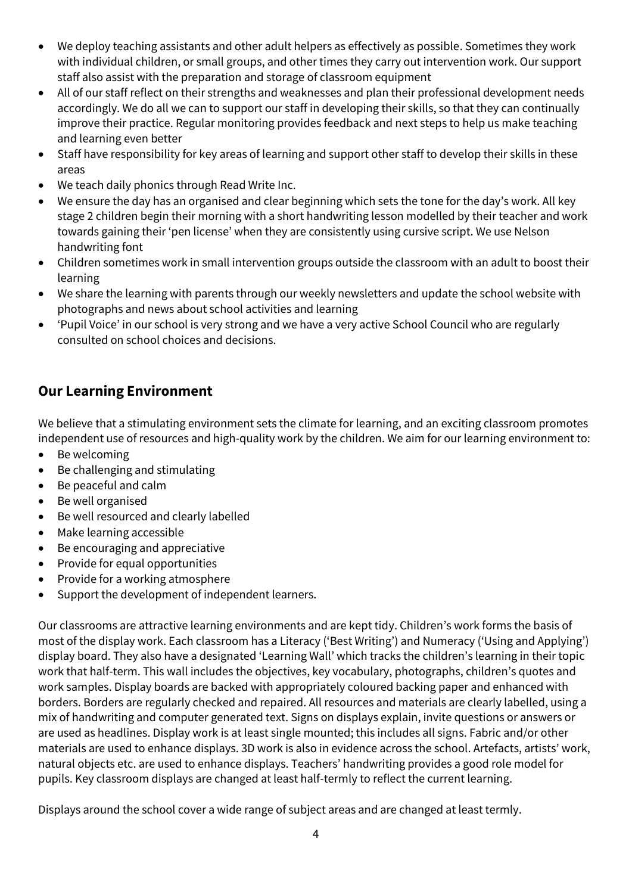- We deploy teaching assistants and other adult helpers as effectively as possible. Sometimes they work with individual children, or small groups, and other times they carry out intervention work. Our support staff also assist with the preparation and storage of classroom equipment
- All of our staff reflect on their strengths and weaknesses and plan their professional development needs accordingly. We do all we can to support our staff in developing their skills, so that they can continually improve their practice. Regular monitoring provides feedback and next steps to help us make teaching and learning even better
- Staff have responsibility for key areas of learning and support other staff to develop their skills in these areas
- We teach daily phonics through Read Write Inc.
- We ensure the day has an organised and clear beginning which sets the tone for the day's work. All key stage 2 children begin their morning with a short handwriting lesson modelled by their teacher and work towards gaining their 'pen license' when they are consistently using cursive script. We use Nelson handwriting font
- Children sometimes work in small intervention groups outside the classroom with an adult to boost their learning
- We share the learning with parents through our weekly newsletters and update the school website with photographs and news about school activities and learning
- 'Pupil Voice' in our school is very strong and we have a very active School Council who are regularly consulted on school choices and decisions.

## Our Learning Environment

We believe that a stimulating environment sets the climate for learning, and an exciting classroom promotes independent use of resources and high-quality work by the children. We aim for our learning environment to:

- Be welcoming
- Be challenging and stimulating
- Be peaceful and calm
- Be well organised
- Be well resourced and clearly labelled
- Make learning accessible
- Be encouraging and appreciative
- Provide for equal opportunities
- Provide for a working atmosphere
- Support the development of independent learners.

Our classrooms are attractive learning environments and are kept tidy. Children's work forms the basis of most of the display work. Each classroom has a Literacy ('Best Writing') and Numeracy ('Using and Applying') display board. They also have a designated 'Learning Wall' which tracks the children's learning in their topic work that half-term. This wall includes the objectives, key vocabulary, photographs, children's quotes and work samples. Display boards are backed with appropriately coloured backing paper and enhanced with borders. Borders are regularly checked and repaired. All resources and materials are clearly labelled, using a mix of handwriting and computer generated text. Signs on displays explain, invite questions or answers or are used as headlines. Display work is at least single mounted; this includes all signs. Fabric and/or other materials are used to enhance displays. 3D work is also in evidence across the school. Artefacts, artists' work, natural objects etc. are used to enhance displays. Teachers' handwriting provides a good role model for pupils. Key classroom displays are changed at least half-termly to reflect the current learning.

Displays around the school cover a wide range of subject areas and are changed at least termly.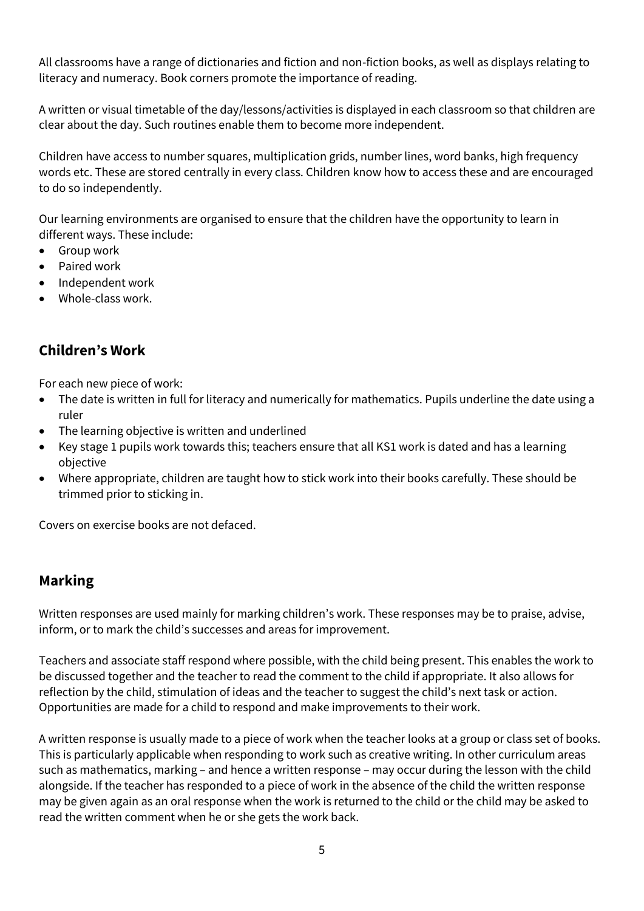All classrooms have a range of dictionaries and fiction and non-fiction books, as well as displays relating to literacy and numeracy. Book corners promote the importance of reading.

A written or visual timetable of the day/lessons/activities is displayed in each classroom so that children are clear about the day. Such routines enable them to become more independent.

Children have access to number squares, multiplication grids, number lines, word banks, high frequency words etc. These are stored centrally in every class. Children know how to access these and are encouraged to do so independently.

Our learning environments are organised to ensure that the children have the opportunity to learn in different ways. These include:

- Group work
- Paired work
- Independent work
- Whole-class work.

## Children's Work

For each new piece of work:

- The date is written in full for literacy and numerically for mathematics. Pupils underline the date using a ruler
- The learning objective is written and underlined
- Key stage 1 pupils work towards this; teachers ensure that all KS1 work is dated and has a learning objective
- Where appropriate, children are taught how to stick work into their books carefully. These should be trimmed prior to sticking in.

Covers on exercise books are not defaced.

## Marking

Written responses are used mainly for marking children's work. These responses may be to praise, advise, inform, or to mark the child's successes and areas for improvement.

Teachers and associate staff respond where possible, with the child being present. This enables the work to be discussed together and the teacher to read the comment to the child if appropriate. It also allows for reflection by the child, stimulation of ideas and the teacher to suggest the child's next task or action. Opportunities are made for a child to respond and make improvements to their work.

A written response is usually made to a piece of work when the teacher looks at a group or class set of books. This is particularly applicable when responding to work such as creative writing. In other curriculum areas such as mathematics, marking – and hence a written response – may occur during the lesson with the child alongside. If the teacher has responded to a piece of work in the absence of the child the written response may be given again as an oral response when the work is returned to the child or the child may be asked to read the written comment when he or she gets the work back.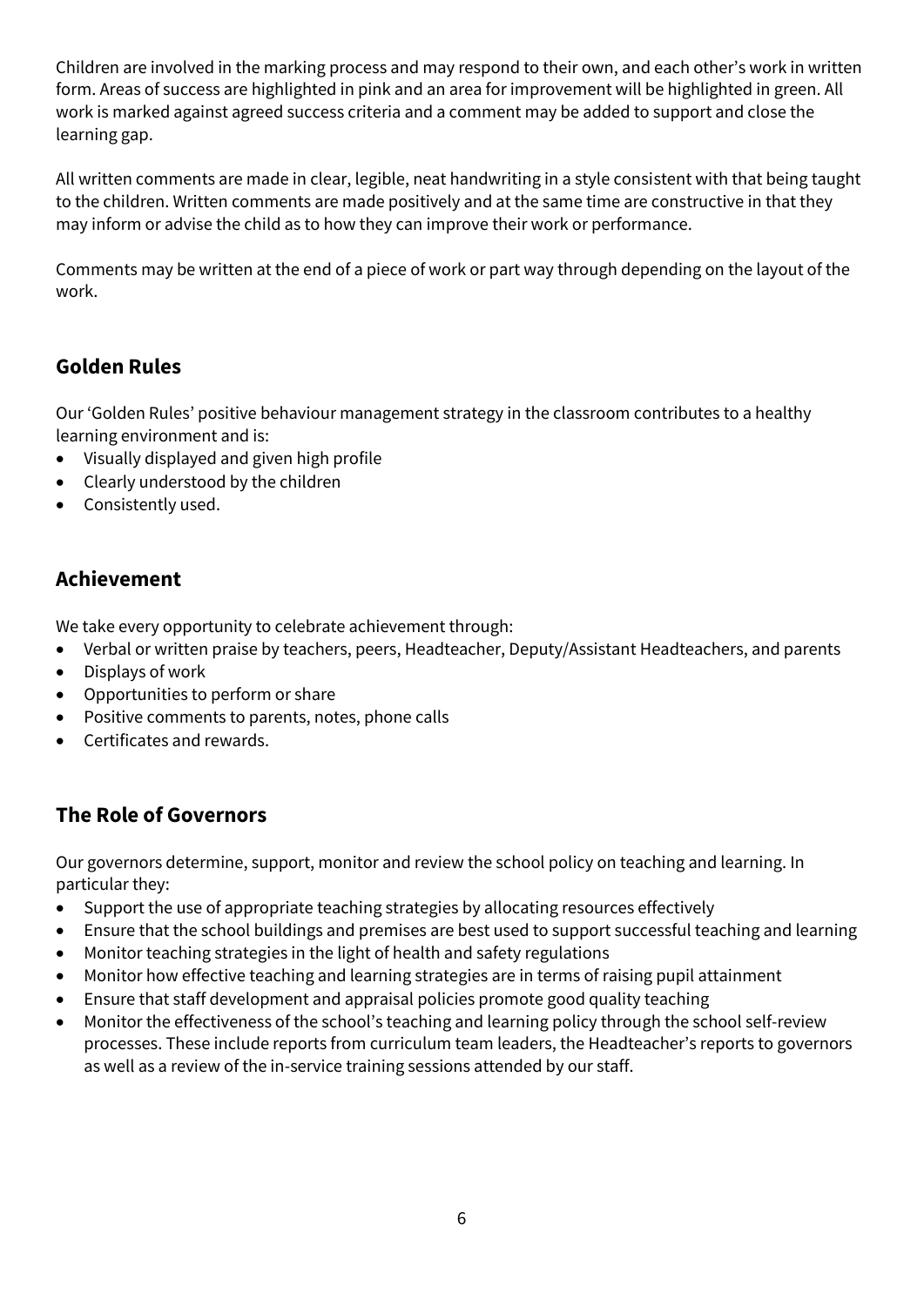Children are involved in the marking process and may respond to their own, and each other's work in written form. Areas of success are highlighted in pink and an area for improvement will be highlighted in green. All work is marked against agreed success criteria and a comment may be added to support and close the learning gap.

All written comments are made in clear, legible, neat handwriting in a style consistent with that being taught to the children. Written comments are made positively and at the same time are constructive in that they may inform or advise the child as to how they can improve their work or performance.

Comments may be written at the end of a piece of work or part way through depending on the layout of the work.

## Golden Rules

Our 'Golden Rules' positive behaviour management strategy in the classroom contributes to a healthy learning environment and is:

- Visually displayed and given high profile
- Clearly understood by the children
- Consistently used.

## Achievement

We take every opportunity to celebrate achievement through:

- Verbal or written praise by teachers, peers, Headteacher, Deputy/Assistant Headteachers, and parents
- Displays of work
- Opportunities to perform or share
- Positive comments to parents, notes, phone calls
- Certificates and rewards.

## The Role of Governors

Our governors determine, support, monitor and review the school policy on teaching and learning. In particular they:

- Support the use of appropriate teaching strategies by allocating resources effectively
- Ensure that the school buildings and premises are best used to support successful teaching and learning
- Monitor teaching strategies in the light of health and safety regulations
- Monitor how effective teaching and learning strategies are in terms of raising pupil attainment
- Ensure that staff development and appraisal policies promote good quality teaching
- Monitor the effectiveness of the school's teaching and learning policy through the school self-review processes. These include reports from curriculum team leaders, the Headteacher's reports to governors as well as a review of the in-service training sessions attended by our staff.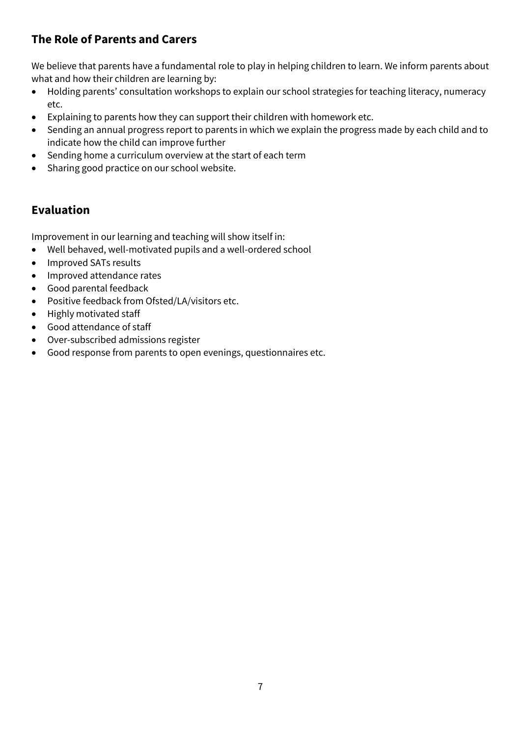## The Role of Parents and Carers

We believe that parents have a fundamental role to play in helping children to learn. We inform parents about what and how their children are learning by:

- Holding parents' consultation workshops to explain our school strategies for teaching literacy, numeracy etc.
- Explaining to parents how they can support their children with homework etc.
- Sending an annual progress report to parents in which we explain the progress made by each child and to indicate how the child can improve further
- Sending home a curriculum overview at the start of each term
- Sharing good practice on our school website.

## Evaluation

Improvement in our learning and teaching will show itself in:

- Well behaved, well-motivated pupils and a well-ordered school
- Improved SATs results
- Improved attendance rates
- Good parental feedback
- Positive feedback from Ofsted/LA/visitors etc.
- Highly motivated staff
- Good attendance of staff
- Over-subscribed admissions register
- Good response from parents to open evenings, questionnaires etc.